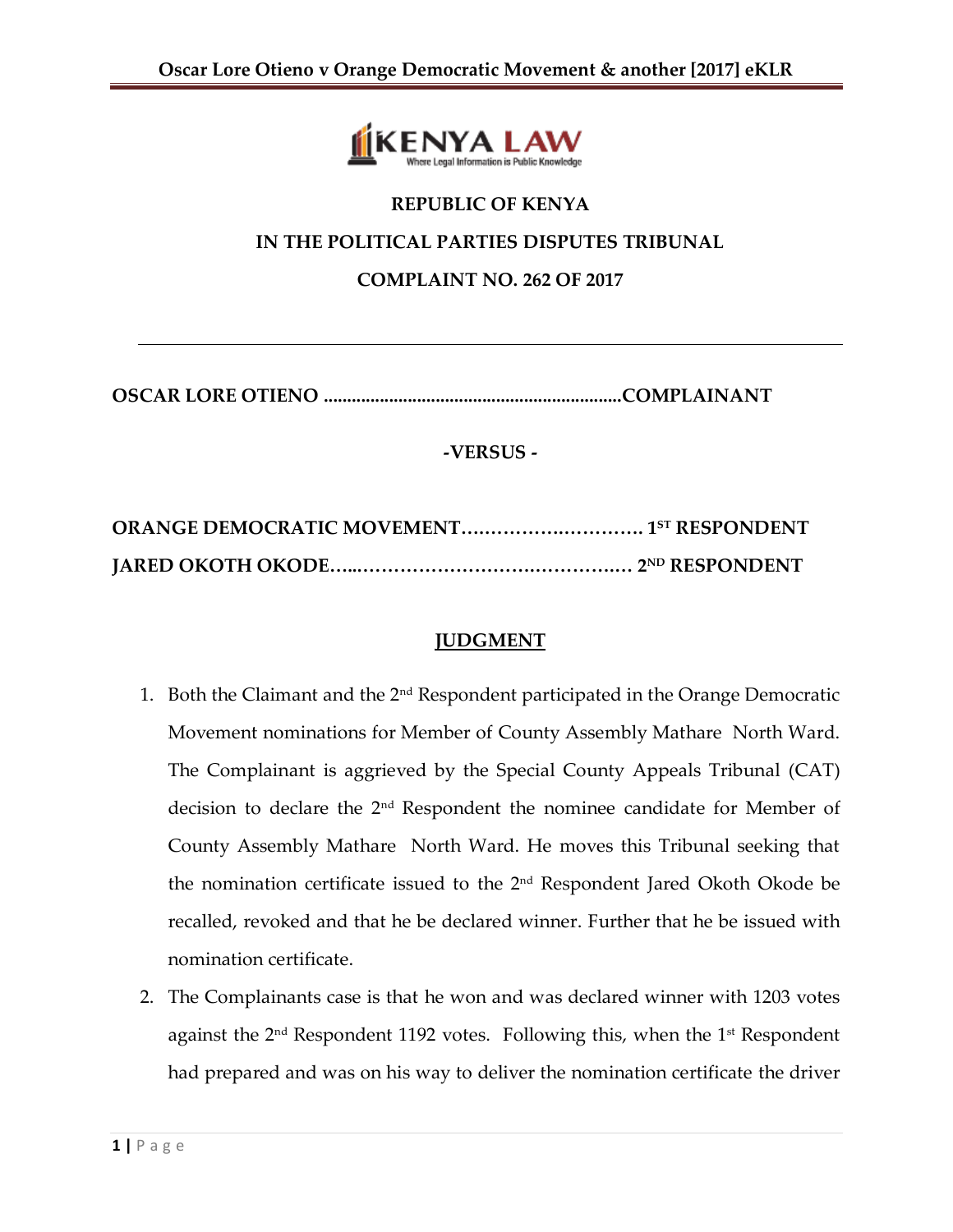REPUBLIC OF KENYA

IN THE POLITICAL PARTIES DISPUTES TRIBUNAL

COMPLAINT NO. 262 OF 2017

---

**OSCAR LORE OTIENO ................................................................COMPLAINANT**

**-VERSUS -**

**ORANGE DEMOCRATIC MOVEMENT………………………… 1ST RESPONDENT**

**JARED OKOTH OKODE…...……………………………………… 2ND RESPONDENT**

## JUDGMENT

1. Both the Claimant and the 2nd Respondent participated in the Orange Democratic Movement nominations for Member of County Assembly Mathare North Ward. The Complainant is aggrieved by the Special County Appeals Tribunal (CAT) decision to declare the 2nd Respondent the nominee candidate for Member of County Assembly Mathare North Ward. He moves this Tribunal seeking that the nomination certificate issued to the 2nd Respondent Jared Okoth Okode be recalled, revoked and that he be declared winner. Further that he be issued with nomination certificate.
2. The Complainants case is that he won and was declared winner with 1203 votes against the 2nd Respondent 1192 votes. Following this, when the 1st Respondent had prepared and was on his way to deliver the nomination certificate the driver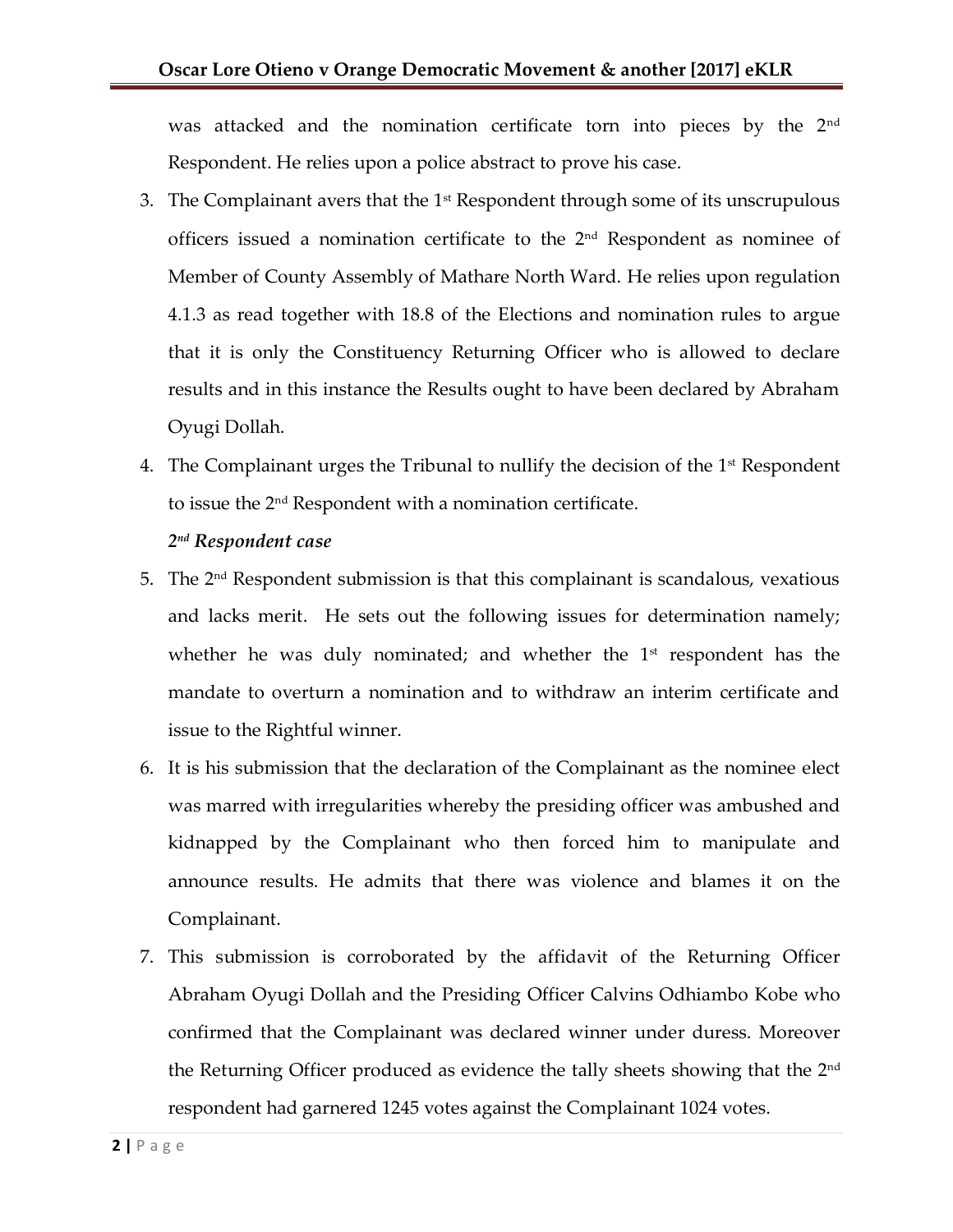was attacked and the nomination certificate torn into pieces by the 2nd Respondent. He relies upon a police abstract to prove his case.

3. The Complainant avers that the 1st Respondent through some of its unscrupulous officers issued a nomination certificate to the 2nd Respondent as nominee of Member of County Assembly of Mathare North Ward. He relies upon regulation 4.1.3 as read together with 18.8 of the Elections and nomination rules to argue that it is only the Constituency Returning Officer who is allowed to declare results and in this instance the Results ought to have been declared by Abraham Oyugi Dollah.

4. The Complainant urges the Tribunal to nullify the decision of the 1st Respondent to issue the 2nd Respondent with a nomination certificate.

***2nd Respondent case***

5. The 2nd Respondent submission is that this complainant is scandalous, vexatious and lacks merit. He sets out the following issues for determination namely; whether he was duly nominated; and whether the 1st respondent has the mandate to overturn a nomination and to withdraw an interim certificate and issue to the Rightful winner.

6. It is his submission that the declaration of the Complainant as the nominee elect was marred with irregularities whereby the presiding officer was ambushed and kidnapped by the Complainant who then forced him to manipulate and announce results. He admits that there was violence and blames it on the Complainant.

7. This submission is corroborated by the affidavit of the Returning Officer Abraham Oyugi Dollah and the Presiding Officer Calvins Odhiambo Kobe who confirmed that the Complainant was declared winner under duress. Moreover the Returning Officer produced as evidence the tally sheets showing that the 2nd respondent had garnered 1245 votes against the Complainant 1024 votes.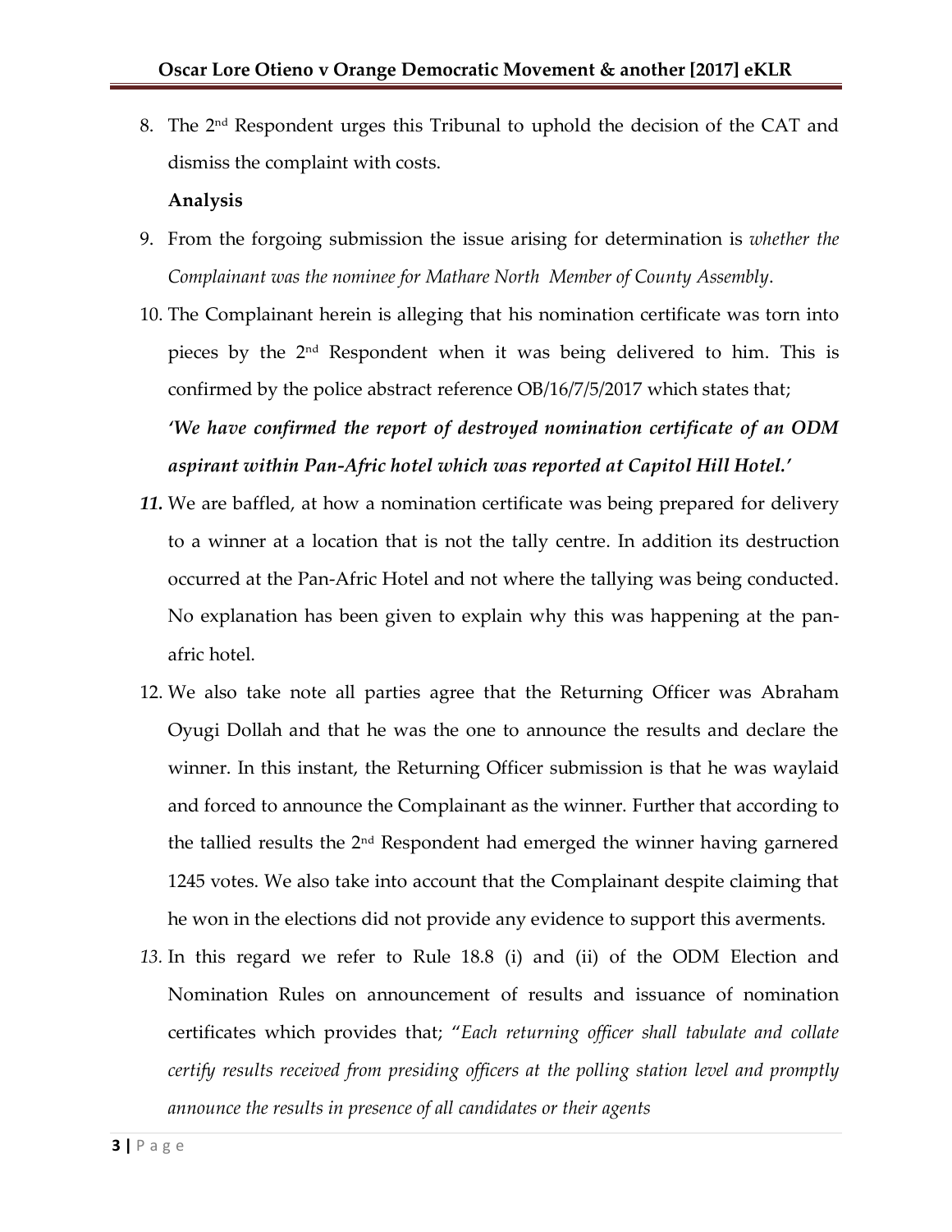8. The 2nd Respondent urges this Tribunal to uphold the decision of the CAT and dismiss the complaint with costs.

**Analysis**

9. From the forgoing submission the issue arising for determination is *whether the Complainant was the nominee for Mathare North Member of County Assembly*.

10. The Complainant herein is alleging that his nomination certificate was torn into pieces by the 2nd Respondent when it was being delivered to him. This is confirmed by the police abstract reference OB/16/7/5/2017 which states that;

    *'We have confirmed the report of destroyed nomination certificate of an ODM aspirant within Pan-Afric hotel which was reported at Capitol Hill Hotel.'*

11. We are baffled, at how a nomination certificate was being prepared for delivery to a winner at a location that is not the tally centre. In addition its destruction occurred at the Pan-Afric Hotel and not where the tallying was being conducted. No explanation has been given to explain why this was happening at the pan-afric hotel.

12. We also take note all parties agree that the Returning Officer was Abraham Oyugi Dollah and that he was the one to announce the results and declare the winner. In this instant, the Returning Officer submission is that he was waylaid and forced to announce the Complainant as the winner. Further that according to the tallied results the 2nd Respondent had emerged the winner having garnered 1245 votes. We also take into account that the Complainant despite claiming that he won in the elections did not provide any evidence to support this averments.

13. In this regard we refer to Rule 18.8 (i) and (ii) of the ODM Election and Nomination Rules on announcement of results and issuance of nomination certificates which provides that; "*Each returning officer shall tabulate and collate certify results received from presiding officers at the polling station level and promptly announce the results in presence of all candidates or their agents*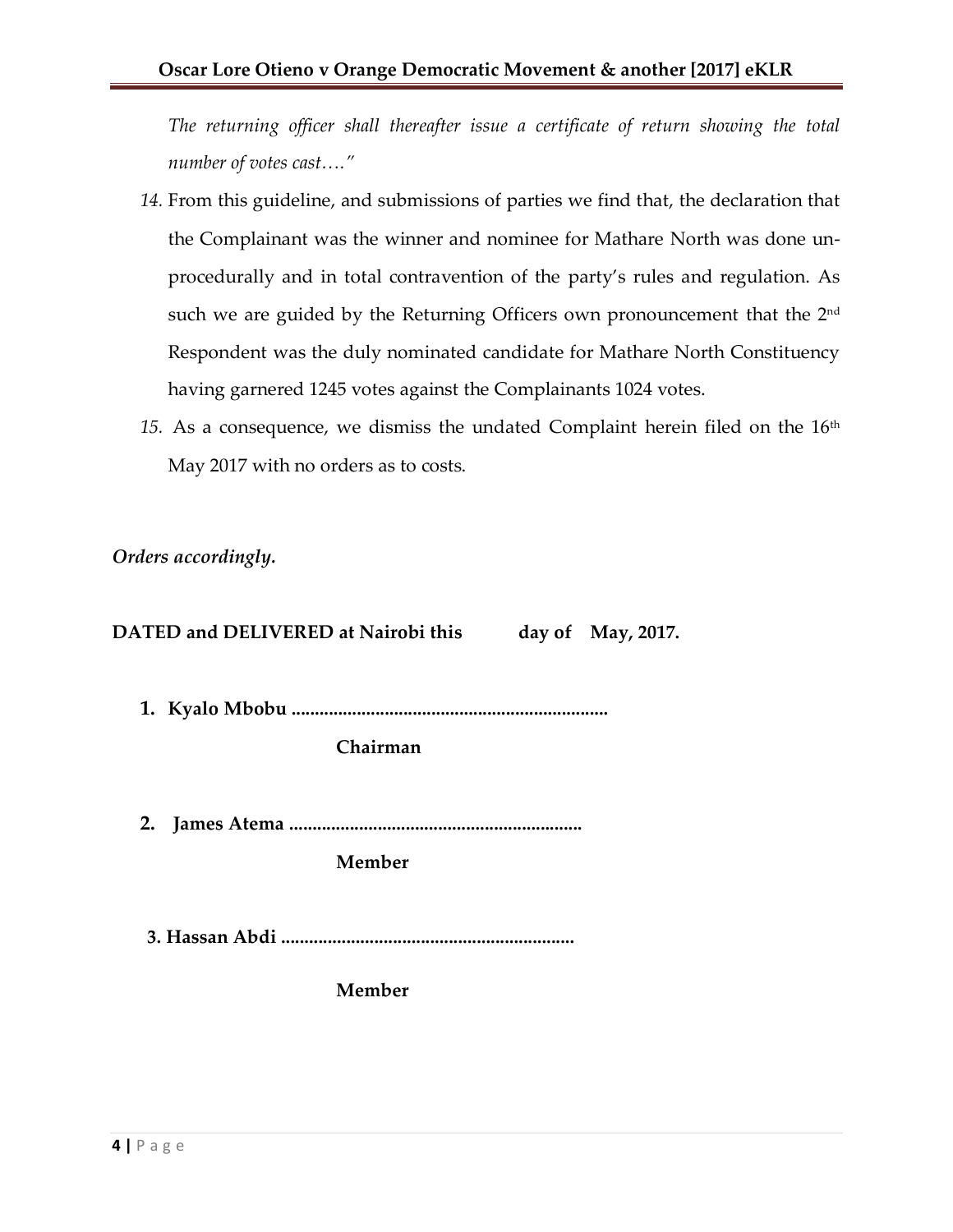*The returning officer shall thereafter issue a certificate of return showing the total number of votes cast…."*

14. From this guideline, and submissions of parties we find that, the declaration that the Complainant was the winner and nominee for Mathare North was done un-procedurally and in total contravention of the party's rules and regulation. As such we are guided by the Returning Officers own pronouncement that the 2nd Respondent was the duly nominated candidate for Mathare North Constituency having garnered 1245 votes against the Complainants 1024 votes.

15. As a consequence, we dismiss the undated Complaint herein filed on the 16th May 2017 with no orders as to costs.

***Orders accordingly.***

**DATED and DELIVERED at Nairobi this day of May, 2017.**

1. **Kyalo Mbobu ....................................................................**

   **Chairman**

2. **James Atema ...............................................................**

   **Member**

3. **Hassan Abdi ...............................................................**

   **Member**